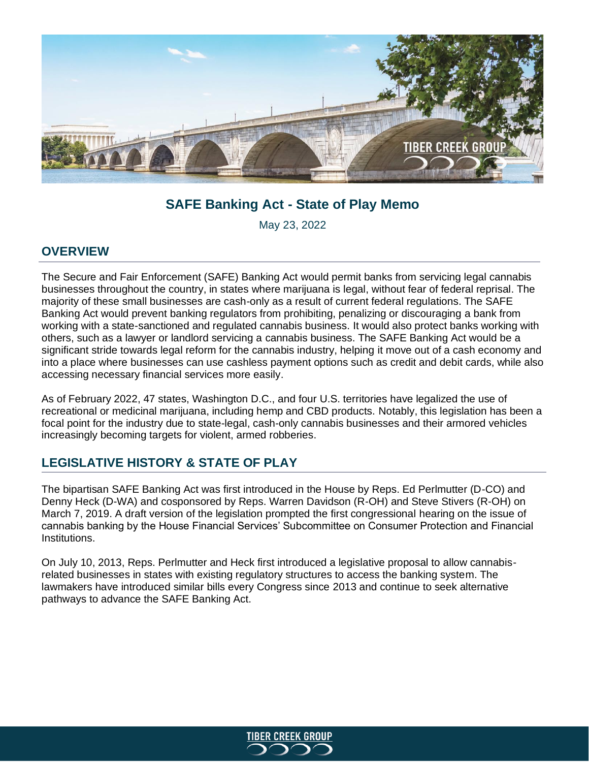# SAFE Banking Act - State of Play Memo

May 23, 2022

## OVERVIEW

The Secure and Fair Enforcement (SAFE) Banking Act would permit banks from servicing legal cannabis businesses throughout the country, in states where marijuana is legal, without fear of federal reprisal. The majority of these small businesses are cash-only as a result of current federal regulations. The SAFE Banking Act would prevent banking regulators from prohibiting, penalizing or discouraging a bank from working with a state-sanctioned and regulated cannabis business. It would also protect banks working with others, such as a lawyer or landlord servicing a cannabis business. The SAFE Banking Act would be a significant stride towards legal reform for the cannabis industry, helping it move out of a cash economy and into a place where businesses can use cashless payment options such as credit and debit cards, while also accessing necessary financial services more easily.

As of February 2022, 47 states, Washington D.C., and four U.S. territories have legalized the use of recreational or medicinal marijuana, including hemp and CBD products. Notably, this legislation has been a focal point for the industry due to state-legal, cash-only cannabis businesses and their armored vehicles increasingly becoming targets for violent, armed robberies.

## LEGISLATIVE HISTORY & STATE OF PLAY

The bipartisan SAFE Banking Act was first introduced in the House by Reps. Ed Perlmutter (D-CO) and Denny Heck (D-WA) and cosponsored by Reps. Warren Davidson (R-OH) and Steve Stivers (R-OH) on March 7, 2019. A draft version of the legislation prompted the first congressional hearing on the issue of cannabis banking by the House Financial Services' Subcommittee on Consumer Protection and Financial Institutions.

On July 10, 2013, Reps. Perlmutter and Heck first introduced a legislative proposal to allow cannabis-related businesses in states with existing regulatory structures to access the banking system. The lawmakers have introduced similar bills every Congress since 2013 and continue to seek alternative pathways to advance the SAFE Banking Act.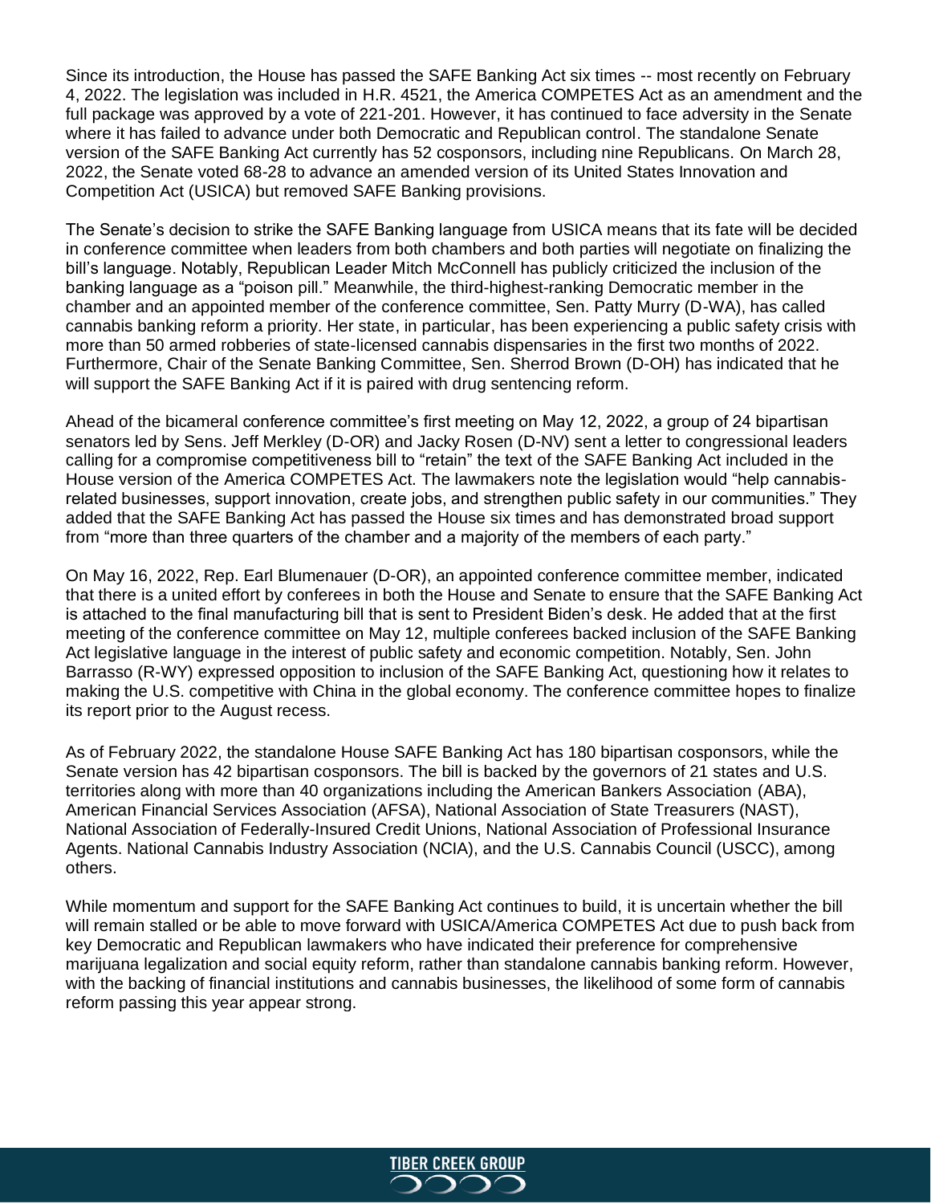Since its introduction, the House has passed the SAFE Banking Act six times -- most recently on February 4, 2022. The legislation was included in H.R. 4521, the America COMPETES Act as an amendment and the full package was approved by a vote of 221-201. However, it has continued to face adversity in the Senate where it has failed to advance under both Democratic and Republican control. The standalone Senate version of the SAFE Banking Act currently has 52 cosponsors, including nine Republicans. On March 28, 2022, the Senate voted 68-28 to advance an amended version of its United States Innovation and Competition Act (USICA) but removed SAFE Banking provisions.

The Senate's decision to strike the SAFE Banking language from USICA means that its fate will be decided in conference committee when leaders from both chambers and both parties will negotiate on finalizing the bill's language. Notably, Republican Leader Mitch McConnell has publicly criticized the inclusion of the banking language as a "poison pill." Meanwhile, the third-highest-ranking Democratic member in the chamber and an appointed member of the conference committee, Sen. Patty Murry (D-WA), has called cannabis banking reform a priority. Her state, in particular, has been experiencing a public safety crisis with more than 50 armed robberies of state-licensed cannabis dispensaries in the first two months of 2022. Furthermore, Chair of the Senate Banking Committee, Sen. Sherrod Brown (D-OH) has indicated that he will support the SAFE Banking Act if it is paired with drug sentencing reform.

Ahead of the bicameral conference committee's first meeting on May 12, 2022, a group of 24 bipartisan senators led by Sens. Jeff Merkley (D-OR) and Jacky Rosen (D-NV) sent a letter to congressional leaders calling for a compromise competitiveness bill to "retain" the text of the SAFE Banking Act included in the House version of the America COMPETES Act. The lawmakers note the legislation would "help cannabis-related businesses, support innovation, create jobs, and strengthen public safety in our communities." They added that the SAFE Banking Act has passed the House six times and has demonstrated broad support from "more than three quarters of the chamber and a majority of the members of each party."

On May 16, 2022, Rep. Earl Blumenauer (D-OR), an appointed conference committee member, indicated that there is a united effort by conferees in both the House and Senate to ensure that the SAFE Banking Act is attached to the final manufacturing bill that is sent to President Biden's desk. He added that at the first meeting of the conference committee on May 12, multiple conferees backed inclusion of the SAFE Banking Act legislative language in the interest of public safety and economic competition. Notably, Sen. John Barrasso (R-WY) expressed opposition to inclusion of the SAFE Banking Act, questioning how it relates to making the U.S. competitive with China in the global economy. The conference committee hopes to finalize its report prior to the August recess.

As of February 2022, the standalone House SAFE Banking Act has 180 bipartisan cosponsors, while the Senate version has 42 bipartisan cosponsors. The bill is backed by the governors of 21 states and U.S. territories along with more than 40 organizations including the American Bankers Association (ABA), American Financial Services Association (AFSA), National Association of State Treasurers (NAST), National Association of Federally-Insured Credit Unions, National Association of Professional Insurance Agents. National Cannabis Industry Association (NCIA), and the U.S. Cannabis Council (USCC), among others.

While momentum and support for the SAFE Banking Act continues to build, it is uncertain whether the bill will remain stalled or be able to move forward with USICA/America COMPETES Act due to push back from key Democratic and Republican lawmakers who have indicated their preference for comprehensive marijuana legalization and social equity reform, rather than standalone cannabis banking reform. However, with the backing of financial institutions and cannabis businesses, the likelihood of some form of cannabis reform passing this year appear strong.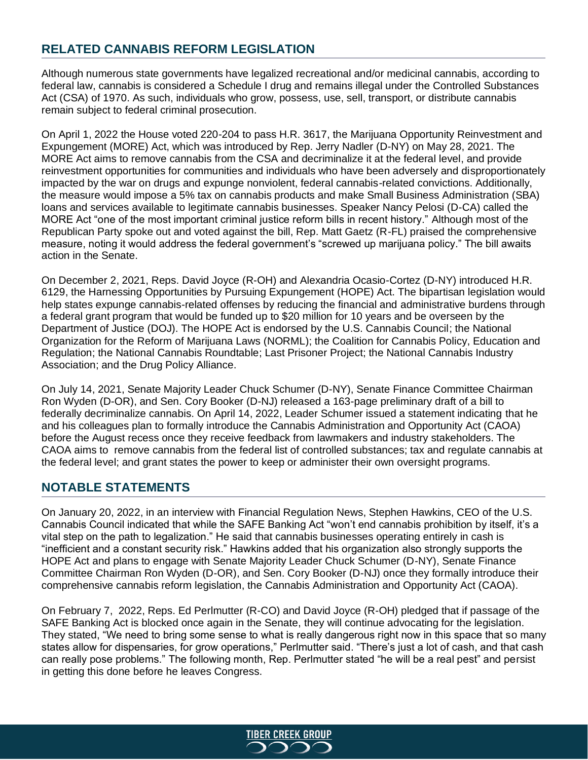## RELATED CANNABIS REFORM LEGISLATION

Although numerous state governments have legalized recreational and/or medicinal cannabis, according to federal law, cannabis is considered a Schedule I drug and remains illegal under the Controlled Substances Act (CSA) of 1970. As such, individuals who grow, possess, use, sell, transport, or distribute cannabis remain subject to federal criminal prosecution.

On April 1, 2022 the House voted 220-204 to pass H.R. 3617, the Marijuana Opportunity Reinvestment and Expungement (MORE) Act, which was introduced by Rep. Jerry Nadler (D-NY) on May 28, 2021. The MORE Act aims to remove cannabis from the CSA and decriminalize it at the federal level, and provide reinvestment opportunities for communities and individuals who have been adversely and disproportionately impacted by the war on drugs and expunge nonviolent, federal cannabis-related convictions. Additionally, the measure would impose a 5% tax on cannabis products and make Small Business Administration (SBA) loans and services available to legitimate cannabis businesses. Speaker Nancy Pelosi (D-CA) called the MORE Act "one of the most important criminal justice reform bills in recent history." Although most of the Republican Party spoke out and voted against the bill, Rep. Matt Gaetz (R-FL) praised the comprehensive measure, noting it would address the federal government's "screwed up marijuana policy." The bill awaits action in the Senate.

On December 2, 2021, Reps. David Joyce (R-OH) and Alexandria Ocasio-Cortez (D-NY) introduced H.R. 6129, the Harnessing Opportunities by Pursuing Expungement (HOPE) Act. The bipartisan legislation would help states expunge cannabis-related offenses by reducing the financial and administrative burdens through a federal grant program that would be funded up to $20 million for 10 years and be overseen by the Department of Justice (DOJ). The HOPE Act is endorsed by the U.S. Cannabis Council; the National Organization for the Reform of Marijuana Laws (NORML); the Coalition for Cannabis Policy, Education and Regulation; the National Cannabis Roundtable; Last Prisoner Project; the National Cannabis Industry Association; and the Drug Policy Alliance.

On July 14, 2021, Senate Majority Leader Chuck Schumer (D-NY), Senate Finance Committee Chairman Ron Wyden (D-OR), and Sen. Cory Booker (D-NJ) released a 163-page preliminary draft of a bill to federally decriminalize cannabis. On April 14, 2022, Leader Schumer issued a statement indicating that he and his colleagues plan to formally introduce the Cannabis Administration and Opportunity Act (CAOA) before the August recess once they receive feedback from lawmakers and industry stakeholders. The CAOA aims to remove cannabis from the federal list of controlled substances; tax and regulate cannabis at the federal level; and grant states the power to keep or administer their own oversight programs.

## NOTABLE STATEMENTS

On January 20, 2022, in an interview with Financial Regulation News, Stephen Hawkins, CEO of the U.S. Cannabis Council indicated that while the SAFE Banking Act "won't end cannabis prohibition by itself, it's a vital step on the path to legalization." He said that cannabis businesses operating entirely in cash is "inefficient and a constant security risk." Hawkins added that his organization also strongly supports the HOPE Act and plans to engage with Senate Majority Leader Chuck Schumer (D-NY), Senate Finance Committee Chairman Ron Wyden (D-OR), and Sen. Cory Booker (D-NJ) once they formally introduce their comprehensive cannabis reform legislation, the Cannabis Administration and Opportunity Act (CAOA).

On February 7, 2022, Reps. Ed Perlmutter (R-CO) and David Joyce (R-OH) pledged that if passage of the SAFE Banking Act is blocked once again in the Senate, they will continue advocating for the legislation. They stated, "We need to bring some sense to what is really dangerous right now in this space that so many states allow for dispensaries, for grow operations," Perlmutter said. "There's just a lot of cash, and that cash can really pose problems." The following month, Rep. Perlmutter stated "he will be a real pest" and persist in getting this done before he leaves Congress.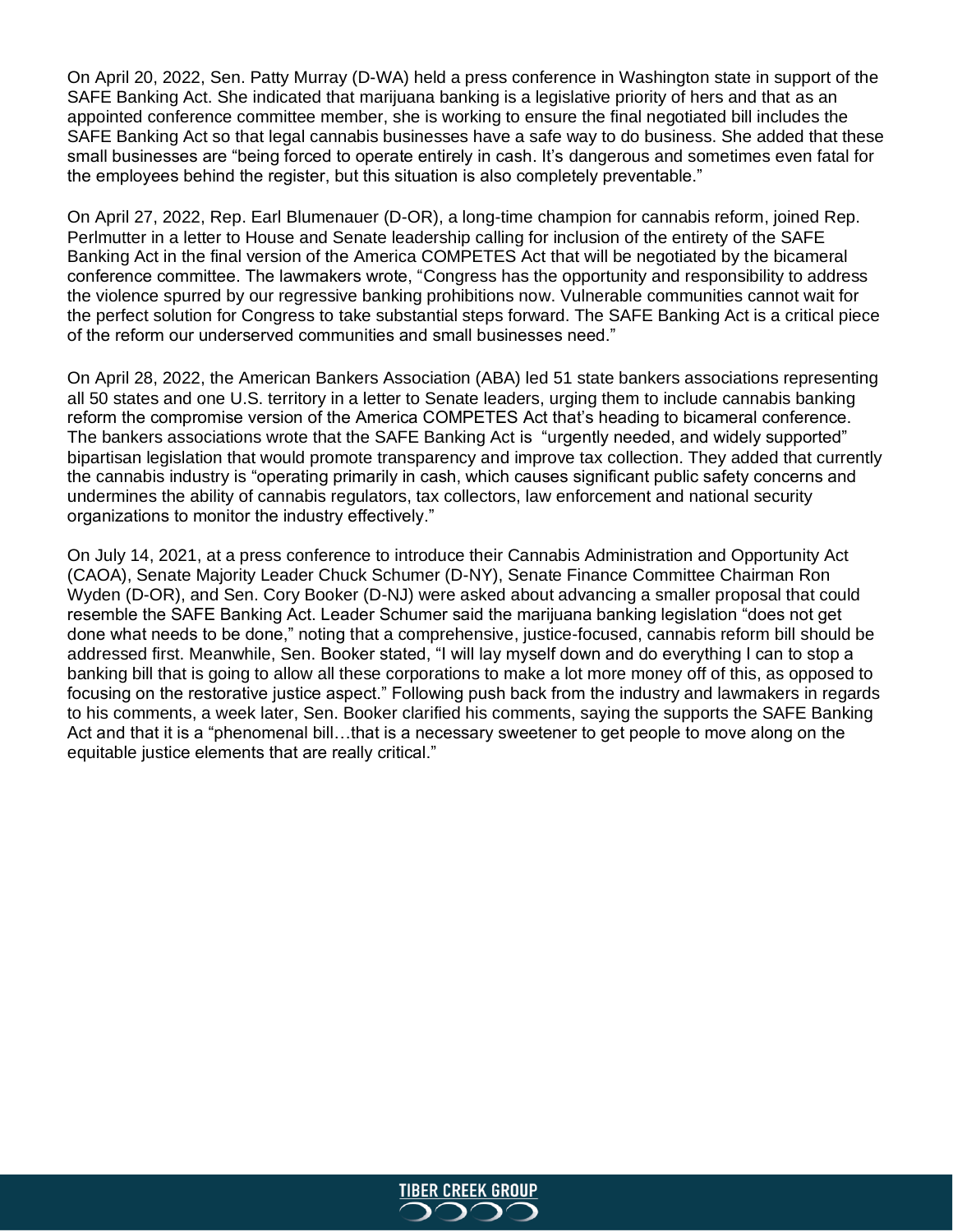On April 20, 2022, Sen. Patty Murray (D-WA) held a press conference in Washington state in support of the SAFE Banking Act. She indicated that marijuana banking is a legislative priority of hers and that as an appointed conference committee member, she is working to ensure the final negotiated bill includes the SAFE Banking Act so that legal cannabis businesses have a safe way to do business. She added that these small businesses are "being forced to operate entirely in cash. It's dangerous and sometimes even fatal for the employees behind the register, but this situation is also completely preventable."

On April 27, 2022, Rep. Earl Blumenauer (D-OR), a long-time champion for cannabis reform, joined Rep. Perlmutter in a letter to House and Senate leadership calling for inclusion of the entirety of the SAFE Banking Act in the final version of the America COMPETES Act that will be negotiated by the bicameral conference committee. The lawmakers wrote, "Congress has the opportunity and responsibility to address the violence spurred by our regressive banking prohibitions now. Vulnerable communities cannot wait for the perfect solution for Congress to take substantial steps forward. The SAFE Banking Act is a critical piece of the reform our underserved communities and small businesses need."

On April 28, 2022, the American Bankers Association (ABA) led 51 state bankers associations representing all 50 states and one U.S. territory in a letter to Senate leaders, urging them to include cannabis banking reform the compromise version of the America COMPETES Act that's heading to bicameral conference. The bankers associations wrote that the SAFE Banking Act is "urgently needed, and widely supported" bipartisan legislation that would promote transparency and improve tax collection. They added that currently the cannabis industry is "operating primarily in cash, which causes significant public safety concerns and undermines the ability of cannabis regulators, tax collectors, law enforcement and national security organizations to monitor the industry effectively."

On July 14, 2021, at a press conference to introduce their Cannabis Administration and Opportunity Act (CAOA), Senate Majority Leader Chuck Schumer (D-NY), Senate Finance Committee Chairman Ron Wyden (D-OR), and Sen. Cory Booker (D-NJ) were asked about advancing a smaller proposal that could resemble the SAFE Banking Act. Leader Schumer said the marijuana banking legislation "does not get done what needs to be done," noting that a comprehensive, justice-focused, cannabis reform bill should be addressed first. Meanwhile, Sen. Booker stated, "I will lay myself down and do everything I can to stop a banking bill that is going to allow all these corporations to make a lot more money off of this, as opposed to focusing on the restorative justice aspect." Following push back from the industry and lawmakers in regards to his comments, a week later, Sen. Booker clarified his comments, saying the supports the SAFE Banking Act and that it is a "phenomenal bill…that is a necessary sweetener to get people to move along on the equitable justice elements that are really critical."